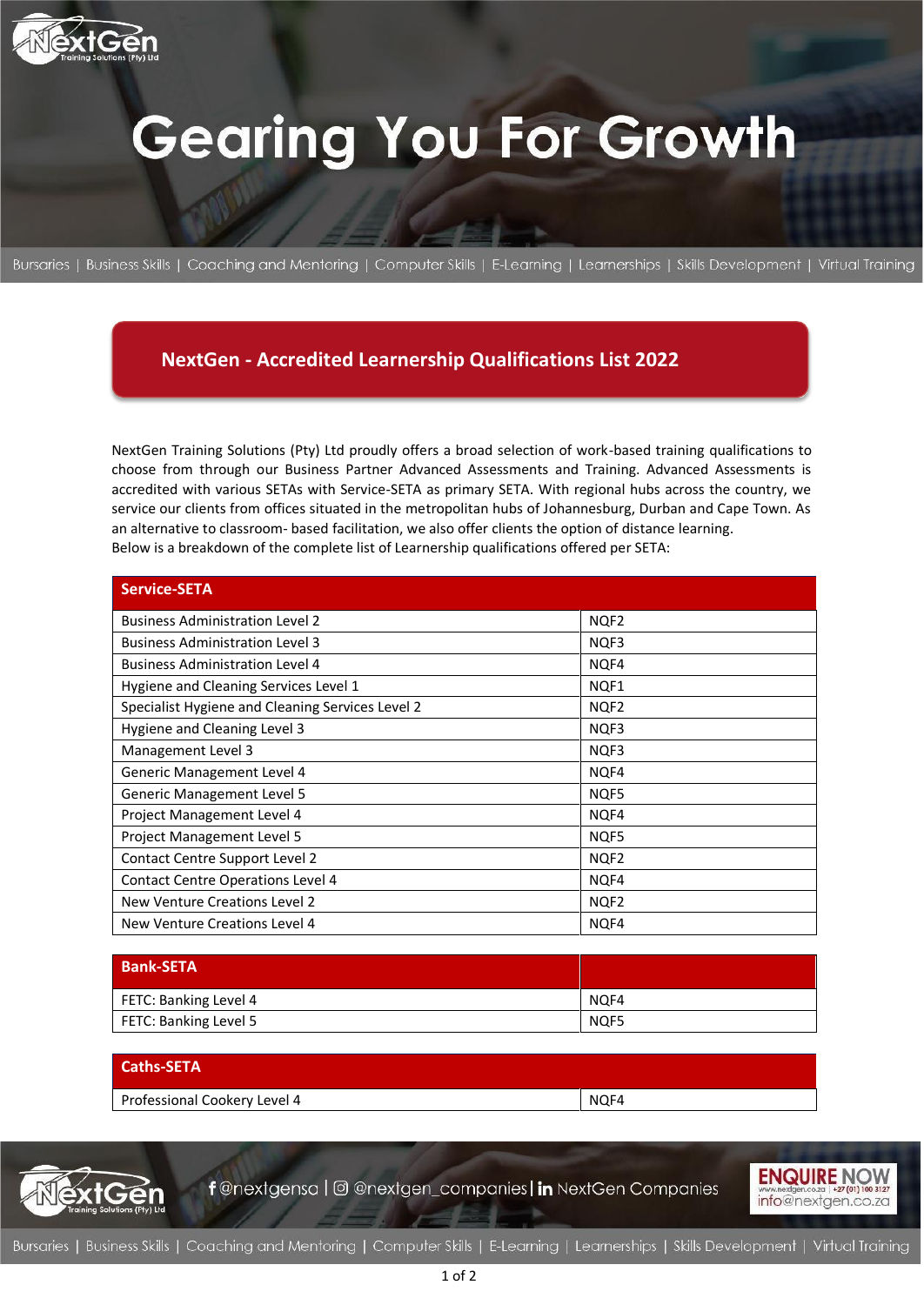# Gearing You For Growth

Bursaries | Business Skills | Coaching and Mentoring | Computer Skills | E-Learning | Learnerships | Skills Development | Virtual Training

## NextGen - Accredited Learnership Qualifications List 2022

NextGen Training Solutions (Pty) Ltd proudly offers a broad selection of work-based training qualifications to choose from through our Business Partner Advanced Assessments and Training. Advanced Assessments is accredited with various SETAs with Service-SETA as primary SETA. With regional hubs across the country, we service our clients from offices situated in the metropolitan hubs of Johannesburg, Durban and Cape Town. As an alternative to classroom- based facilitation, we also offer clients the option of distance learning.
Below is a breakdown of the complete list of Learnership qualifications offered per SETA:

| Service-SETA | |
|---|---|
| Business Administration Level 2 | NQF2 |
| Business Administration Level 3 | NQF3 |
| Business Administration Level 4 | NQF4 |
| Hygiene and Cleaning Services Level 1 | NQF1 |
| Specialist Hygiene and Cleaning Services Level 2 | NQF2 |
| Hygiene and Cleaning Level 3 | NQF3 |
| Management Level 3 | NQF3 |
| Generic Management Level 4 | NQF4 |
| Generic Management Level 5 | NQF5 |
| Project Management Level 4 | NQF4 |
| Project Management Level 5 | NQF5 |
| Contact Centre Support Level 2 | NQF2 |
| Contact Centre Operations Level 4 | NQF4 |
| New Venture Creations Level 2 | NQF2 |
| New Venture Creations Level 4 | NQF4 |

| Bank-SETA | |
|---|---|
| FETC: Banking Level 4 | NQF4 |
| FETC: Banking Level 5 | NQF5 |

| Caths-SETA | |
|---|---|
| Professional Cookery Level 4 | NQF4 |

f @nextgensa | @nextgen_companies | in NextGen Companies

ENQUIRE NOW www.nextgen.co.za | +27 (01) 100 3127 info@nextgen.co.za

Bursaries | Business Skills | Coaching and Mentoring | Computer Skills | E-Learning | Learnerships | Skills Development | Virtual Training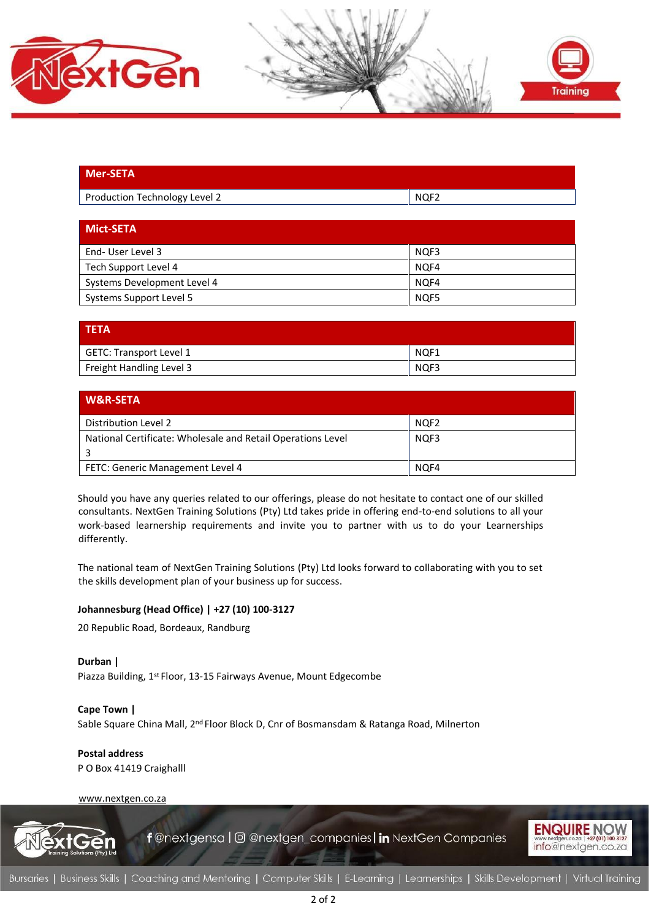| Mer-SETA | |
|---|---|
| Production Technology Level 2 | NQF2 |

| Mict-SETA | |
|---|---|
| End- User Level 3 | NQF3 |
| Tech Support Level 4 | NQF4 |
| Systems Development Level 4 | NQF4 |
| Systems Support Level 5 | NQF5 |

| TETA | |
|---|---|
| GETC: Transport Level 1 | NQF1 |
| Freight Handling Level 3 | NQF3 |

| W&R-SETA | |
|---|---|
| Distribution Level 2 | NQF2 |
| National Certificate: Wholesale and Retail Operations Level 3 | NQF3 |
| FETC: Generic Management Level 4 | NQF4 |

Should you have any queries related to our offerings, please do not hesitate to contact one of our skilled consultants. NextGen Training Solutions (Pty) Ltd takes pride in offering end-to-end solutions to all your work-based learnership requirements and invite you to partner with us to do your Learnerships differently.

The national team of NextGen Training Solutions (Pty) Ltd looks forward to collaborating with you to set the skills development plan of your business up for success.

**Johannesburg (Head Office) | +27 (10) 100-3127**

20 Republic Road, Bordeaux, Randburg

**Durban |**
Piazza Building, 1st Floor, 13-15 Fairways Avenue, Mount Edgecombe

**Cape Town |**
Sable Square China Mall, 2nd Floor Block D, Cnr of Bosmansdam & Ratanga Road, Milnerton

**Postal address**
P O Box 41419 Craighalll

www.nextgen.co.za

f @nextgensa | @nextgen_companies | in NextGen Companies

ENQUIRE NOW www.nextgen.co.za | +27 (01) 100 3127 info@nextgen.co.za

Bursaries | Business Skills | Coaching and Mentoring | Computer Skills | E-Learning | Learnerships | Skills Development | Virtual Training